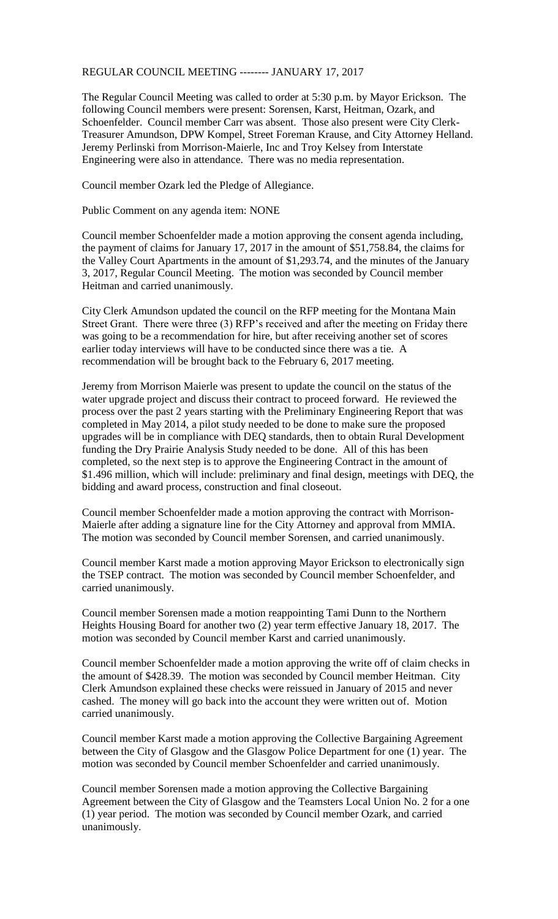REGULAR COUNCIL MEETING -------- JANUARY 17, 2017

The Regular Council Meeting was called to order at 5:30 p.m. by Mayor Erickson. The following Council members were present: Sorensen, Karst, Heitman, Ozark, and Schoenfelder. Council member Carr was absent. Those also present were City Clerk-Treasurer Amundson, DPW Kompel, Street Foreman Krause, and City Attorney Helland. Jeremy Perlinski from Morrison-Maierle, Inc and Troy Kelsey from Interstate Engineering were also in attendance. There was no media representation.

Council member Ozark led the Pledge of Allegiance.

Public Comment on any agenda item: NONE

Council member Schoenfelder made a motion approving the consent agenda including, the payment of claims for January 17, 2017 in the amount of $51,758.84, the claims for the Valley Court Apartments in the amount of $1,293.74, and the minutes of the January 3, 2017, Regular Council Meeting. The motion was seconded by Council member Heitman and carried unanimously.

City Clerk Amundson updated the council on the RFP meeting for the Montana Main Street Grant. There were three (3) RFP's received and after the meeting on Friday there was going to be a recommendation for hire, but after receiving another set of scores earlier today interviews will have to be conducted since there was a tie. A recommendation will be brought back to the February 6, 2017 meeting.

Jeremy from Morrison Maierle was present to update the council on the status of the water upgrade project and discuss their contract to proceed forward. He reviewed the process over the past 2 years starting with the Preliminary Engineering Report that was completed in May 2014, a pilot study needed to be done to make sure the proposed upgrades will be in compliance with DEQ standards, then to obtain Rural Development funding the Dry Prairie Analysis Study needed to be done. All of this has been completed, so the next step is to approve the Engineering Contract in the amount of $1.496 million, which will include: preliminary and final design, meetings with DEQ, the bidding and award process, construction and final closeout.

Council member Schoenfelder made a motion approving the contract with Morrison-Maierle after adding a signature line for the City Attorney and approval from MMIA. The motion was seconded by Council member Sorensen, and carried unanimously.

Council member Karst made a motion approving Mayor Erickson to electronically sign the TSEP contract. The motion was seconded by Council member Schoenfelder, and carried unanimously.

Council member Sorensen made a motion reappointing Tami Dunn to the Northern Heights Housing Board for another two (2) year term effective January 18, 2017. The motion was seconded by Council member Karst and carried unanimously.

Council member Schoenfelder made a motion approving the write off of claim checks in the amount of $428.39. The motion was seconded by Council member Heitman. City Clerk Amundson explained these checks were reissued in January of 2015 and never cashed. The money will go back into the account they were written out of. Motion carried unanimously.

Council member Karst made a motion approving the Collective Bargaining Agreement between the City of Glasgow and the Glasgow Police Department for one (1) year. The motion was seconded by Council member Schoenfelder and carried unanimously.

Council member Sorensen made a motion approving the Collective Bargaining Agreement between the City of Glasgow and the Teamsters Local Union No. 2 for a one (1) year period. The motion was seconded by Council member Ozark, and carried unanimously.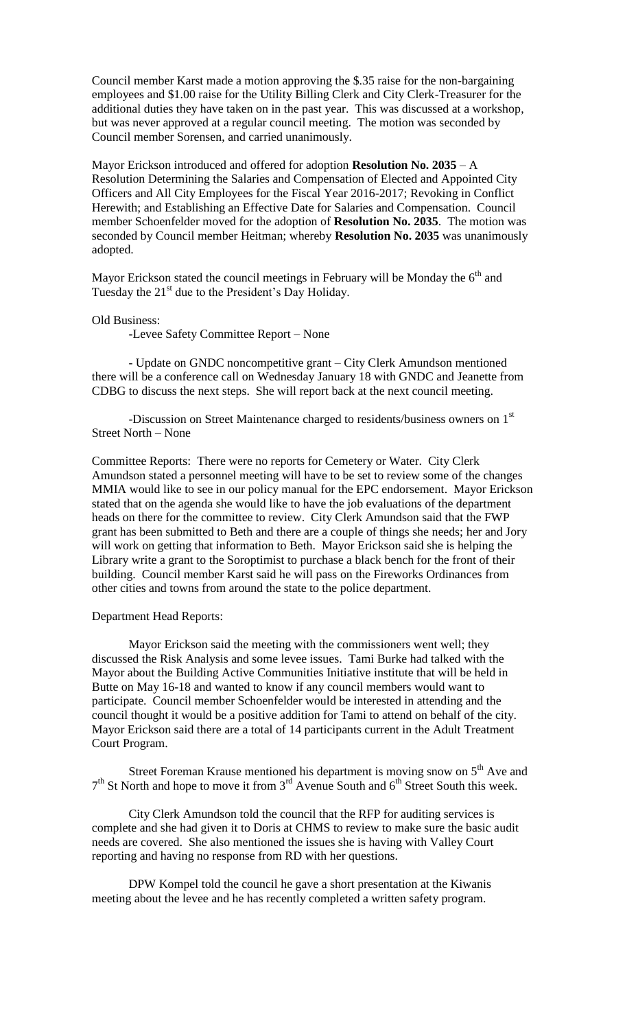Council member Karst made a motion approving the $.35 raise for the non-bargaining employees and $1.00 raise for the Utility Billing Clerk and City Clerk-Treasurer for the additional duties they have taken on in the past year. This was discussed at a workshop, but was never approved at a regular council meeting. The motion was seconded by Council member Sorensen, and carried unanimously.

Mayor Erickson introduced and offered for adoption **Resolution No. 2035** – A Resolution Determining the Salaries and Compensation of Elected and Appointed City Officers and All City Employees for the Fiscal Year 2016-2017; Revoking in Conflict Herewith; and Establishing an Effective Date for Salaries and Compensation. Council member Schoenfelder moved for the adoption of **Resolution No. 2035**. The motion was seconded by Council member Heitman; whereby **Resolution No. 2035** was unanimously adopted.

Mayor Erickson stated the council meetings in February will be Monday the 6th and Tuesday the 21st due to the President's Day Holiday.

Old Business:

-Levee Safety Committee Report – None

- Update on GNDC noncompetitive grant – City Clerk Amundson mentioned there will be a conference call on Wednesday January 18 with GNDC and Jeanette from CDBG to discuss the next steps. She will report back at the next council meeting.

-Discussion on Street Maintenance charged to residents/business owners on 1st Street North – None

Committee Reports: There were no reports for Cemetery or Water. City Clerk Amundson stated a personnel meeting will have to be set to review some of the changes MMIA would like to see in our policy manual for the EPC endorsement. Mayor Erickson stated that on the agenda she would like to have the job evaluations of the department heads on there for the committee to review. City Clerk Amundson said that the FWP grant has been submitted to Beth and there are a couple of things she needs; her and Jory will work on getting that information to Beth. Mayor Erickson said she is helping the Library write a grant to the Soroptimist to purchase a black bench for the front of their building. Council member Karst said he will pass on the Fireworks Ordinances from other cities and towns from around the state to the police department.

Department Head Reports:

Mayor Erickson said the meeting with the commissioners went well; they discussed the Risk Analysis and some levee issues. Tami Burke had talked with the Mayor about the Building Active Communities Initiative institute that will be held in Butte on May 16-18 and wanted to know if any council members would want to participate. Council member Schoenfelder would be interested in attending and the council thought it would be a positive addition for Tami to attend on behalf of the city. Mayor Erickson said there are a total of 14 participants current in the Adult Treatment Court Program.

Street Foreman Krause mentioned his department is moving snow on 5th Ave and 7th St North and hope to move it from 3rd Avenue South and 6th Street South this week.

City Clerk Amundson told the council that the RFP for auditing services is complete and she had given it to Doris at CHMS to review to make sure the basic audit needs are covered. She also mentioned the issues she is having with Valley Court reporting and having no response from RD with her questions.

DPW Kompel told the council he gave a short presentation at the Kiwanis meeting about the levee and he has recently completed a written safety program.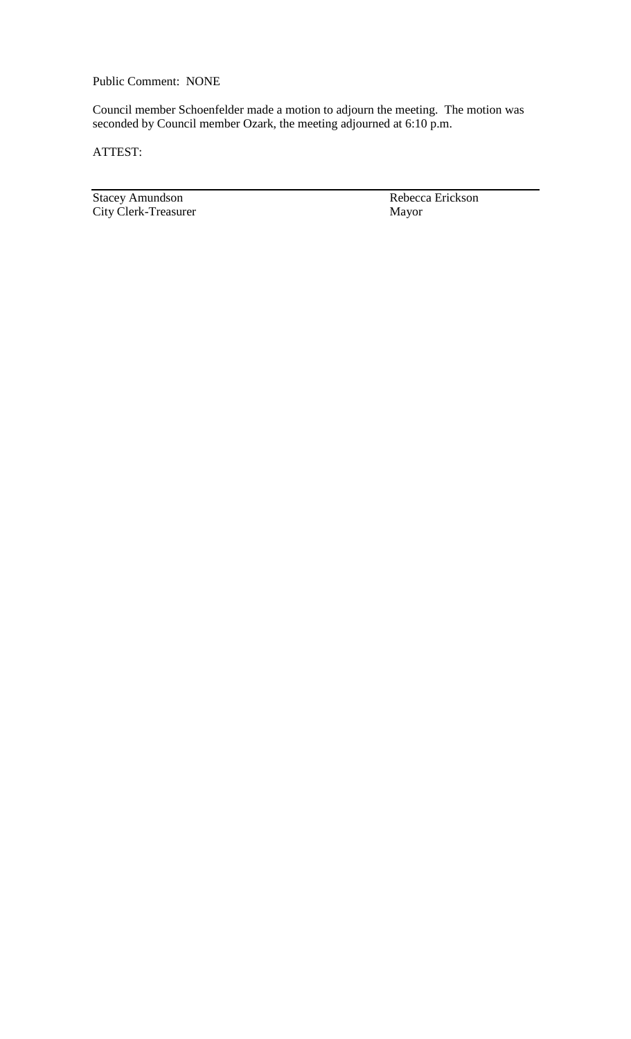Public Comment: NONE

Council member Schoenfelder made a motion to adjourn the meeting. The motion was seconded by Council member Ozark, the meeting adjourned at 6:10 p.m.

ATTEST:

| | |
|---|---|
| Stacey Amundson | Rebecca Erickson |
| City Clerk-Treasurer | Mayor |